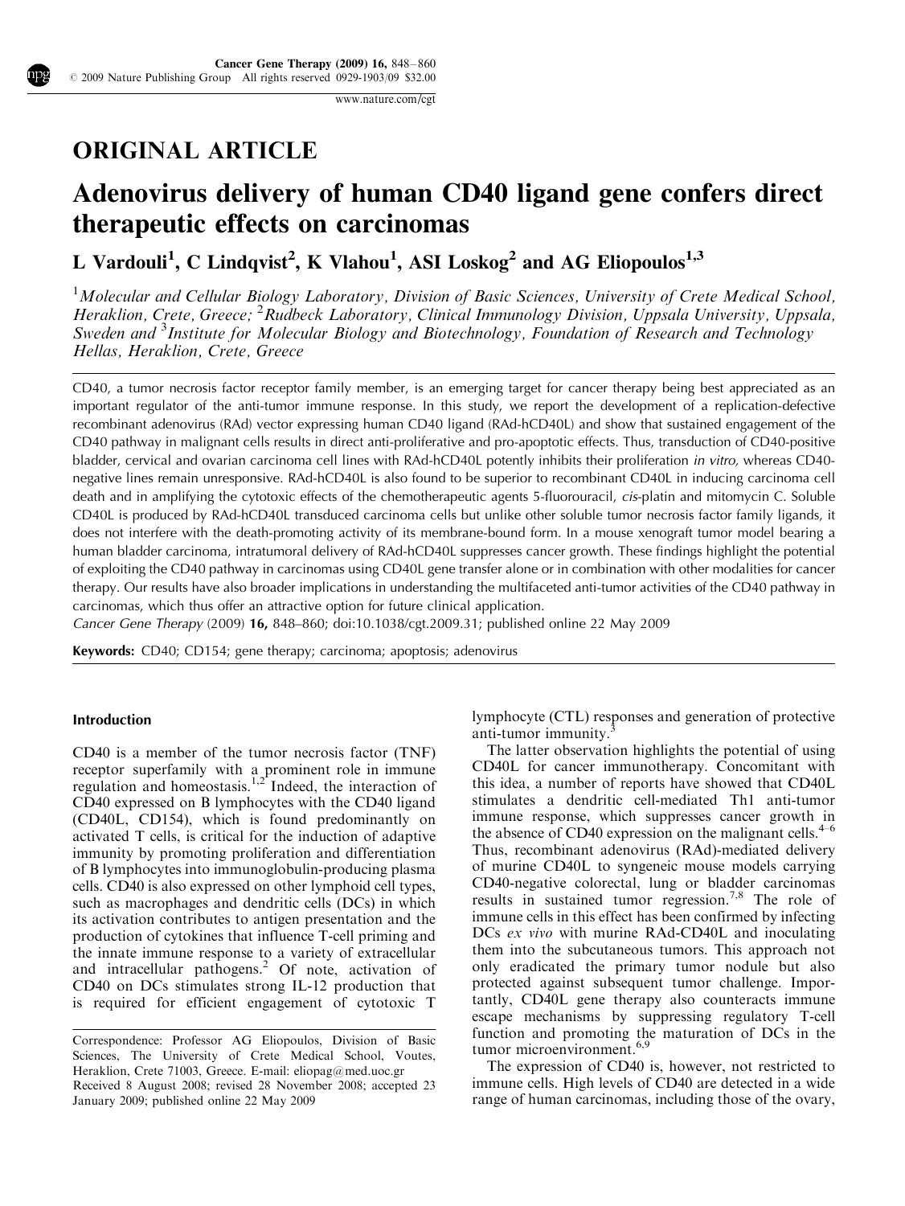ORIGINAL ARTICLE

# Adenovirus delivery of human CD40 ligand gene confers direct therapeutic effects on carcinomas

L Vardouli[1], C Lindqvist[2], K Vlahou[1], ASI Loskog[2] and AG Eliopoulos[1,3]

[1]*Molecular and Cellular Biology Laboratory, Division of Basic Sciences, University of Crete Medical School, Heraklion, Crete, Greece;* [2]*Rudbeck Laboratory, Clinical Immunology Division, Uppsala University, Uppsala, Sweden and* [3]*Institute for Molecular Biology and Biotechnology, Foundation of Research and Technology Hellas, Heraklion, Crete, Greece*

CD40, a tumor necrosis factor receptor family member, is an emerging target for cancer therapy being best appreciated as an important regulator of the anti-tumor immune response. In this study, we report the development of a replication-defective recombinant adenovirus (RAd) vector expressing human CD40 ligand (RAd-hCD40L) and show that sustained engagement of the CD40 pathway in malignant cells results in direct anti-proliferative and pro-apoptotic effects. Thus, transduction of CD40-positive bladder, cervical and ovarian carcinoma cell lines with RAd-hCD40L potently inhibits their proliferation *in vitro,* whereas CD40-negative lines remain unresponsive. RAd-hCD40L is also found to be superior to recombinant CD40L in inducing carcinoma cell death and in amplifying the cytotoxic effects of the chemotherapeutic agents 5-fluorouracil, *cis*-platin and mitomycin C. Soluble CD40L is produced by RAd-hCD40L transduced carcinoma cells but unlike other soluble tumor necrosis factor family ligands, it does not interfere with the death-promoting activity of its membrane-bound form. In a mouse xenograft tumor model bearing a human bladder carcinoma, intratumoral delivery of RAd-hCD40L suppresses cancer growth. These findings highlight the potential of exploiting the CD40 pathway in carcinomas using CD40L gene transfer alone or in combination with other modalities for cancer therapy. Our results have also broader implications in understanding the multifaceted anti-tumor activities of the CD40 pathway in carcinomas, which thus offer an attractive option for future clinical application.

*Cancer Gene Therapy* (2009) **16,** 848–860; doi:10.1038/cgt.2009.31; published online 22 May 2009

**Keywords:** CD40; CD154; gene therapy; carcinoma; apoptosis; adenovirus

## Introduction

CD40 is a member of the tumor necrosis factor (TNF) receptor superfamily with a prominent role in immune regulation and homeostasis.[1,2] Indeed, the interaction of CD40 expressed on B lymphocytes with the CD40 ligand (CD40L, CD154), which is found predominantly on activated T cells, is critical for the induction of adaptive immunity by promoting proliferation and differentiation of B lymphocytes into immunoglobulin-producing plasma cells. CD40 is also expressed on other lymphoid cell types, such as macrophages and dendritic cells (DCs) in which its activation contributes to antigen presentation and the production of cytokines that influence T-cell priming and the innate immune response to a variety of extracellular and intracellular pathogens.[2] Of note, activation of CD40 on DCs stimulates strong IL-12 production that is required for efficient engagement of cytotoxic T lymphocyte (CTL) responses and generation of protective anti-tumor immunity.[3]

The latter observation highlights the potential of using CD40L for cancer immunotherapy. Concomitant with this idea, a number of reports have showed that CD40L stimulates a dendritic cell-mediated Th1 anti-tumor immune response, which suppresses cancer growth in the absence of CD40 expression on the malignant cells.[4–6] Thus, recombinant adenovirus (RAd)-mediated delivery of murine CD40L to syngeneic mouse models carrying CD40-negative colorectal, lung or bladder carcinomas results in sustained tumor regression.[7,8] The role of immune cells in this effect has been confirmed by infecting DCs *ex vivo* with murine RAd-CD40L and inoculating them into the subcutaneous tumors. This approach not only eradicated the primary tumor nodule but also protected against subsequent tumor challenge. Importantly, CD40L gene therapy also counteracts immune escape mechanisms by suppressing regulatory T-cell function and promoting the maturation of DCs in the tumor microenvironment.[6,9]

The expression of CD40 is, however, not restricted to immune cells. High levels of CD40 are detected in a wide range of human carcinomas, including those of the ovary,

Correspondence: Professor AG Eliopoulos, Division of Basic Sciences, The University of Crete Medical School, Voutes, Heraklion, Crete 71003, Greece. E-mail: eliopag@med.uoc.gr

Received 8 August 2008; revised 28 November 2008; accepted 23 January 2009; published online 22 May 2009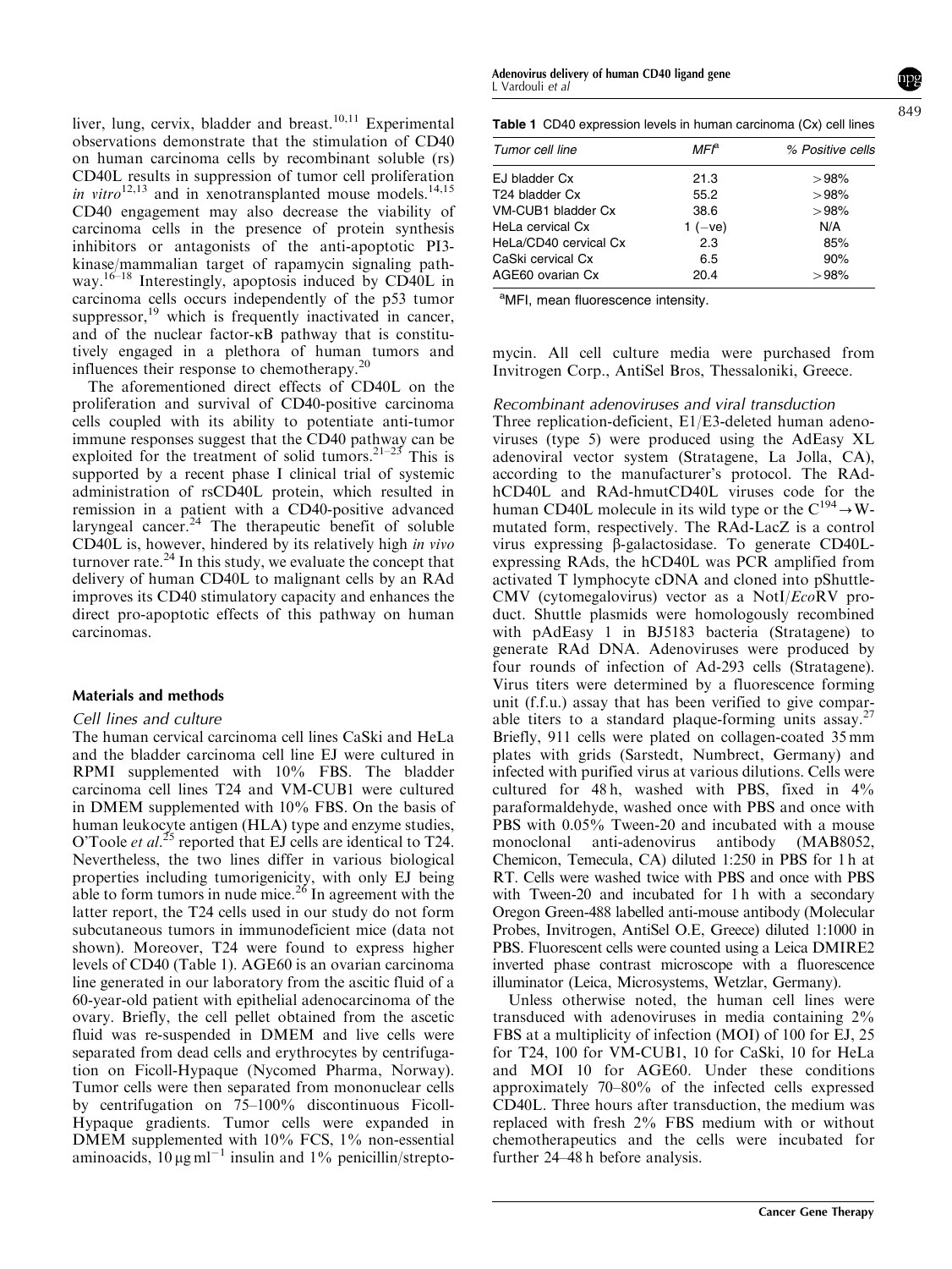liver, lung, cervix, bladder and breast.[10,11] Experimental observations demonstrate that the stimulation of CD40 on human carcinoma cells by recombinant soluble (rs) CD40L results in suppression of tumor cell proliferation *in vitro*[12,13] and in xenotransplanted mouse models.[14,15] CD40 engagement may also decrease the viability of carcinoma cells in the presence of protein synthesis inhibitors or antagonists of the anti-apoptotic PI3-kinase/mammalian target of rapamycin signaling pathway.[16–18] Interestingly, apoptosis induced by CD40L in carcinoma cells occurs independently of the p53 tumor suppressor,[19] which is frequently inactivated in cancer, and of the nuclear factor-κB pathway that is constitutively engaged in a plethora of human tumors and influences their response to chemotherapy.[20]

The aforementioned direct effects of CD40L on the proliferation and survival of CD40-positive carcinoma cells coupled with its ability to potentiate anti-tumor immune responses suggest that the CD40 pathway can be exploited for the treatment of solid tumors.[21–23] This is supported by a recent phase I clinical trial of systemic administration of rsCD40L protein, which resulted in remission in a patient with a CD40-positive advanced laryngeal cancer.[24] The therapeutic benefit of soluble CD40L is, however, hindered by its relatively high *in vivo* turnover rate.[24] In this study, we evaluate the concept that delivery of human CD40L to malignant cells by an RAd improves its CD40 stimulatory capacity and enhances the direct pro-apoptotic effects of this pathway on human carcinomas.

## Materials and methods

### Cell lines and culture

The human cervical carcinoma cell lines CaSki and HeLa and the bladder carcinoma cell line EJ were cultured in RPMI supplemented with 10% FBS. The bladder carcinoma cell lines T24 and VM-CUB1 were cultured in DMEM supplemented with 10% FBS. On the basis of human leukocyte antigen (HLA) type and enzyme studies, O'Toole *et al*.[25] reported that EJ cells are identical to T24. Nevertheless, the two lines differ in various biological properties including tumorigenicity, with only EJ being able to form tumors in nude mice.[26] In agreement with the latter report, the T24 cells used in our study do not form subcutaneous tumors in immunodeficient mice (data not shown). Moreover, T24 were found to express higher levels of CD40 (Table 1). AGE60 is an ovarian carcinoma line generated in our laboratory from the ascitic fluid of a 60-year-old patient with epithelial adenocarcinoma of the ovary. Briefly, the cell pellet obtained from the ascetic fluid was re-suspended in DMEM and live cells were separated from dead cells and erythrocytes by centrifugation on Ficoll-Hypaque (Nycomed Pharma, Norway). Tumor cells were then separated from mononuclear cells by centrifugation on 75–100% discontinuous Ficoll-Hypaque gradients. Tumor cells were expanded in DMEM supplemented with 10% FCS, 1% non-essential aminoacids, 10 μg ml$^{-1}$ insulin and 1% penicillin/streptomycin. All cell culture media were purchased from Invitrogen Corp., AntiSel Bros, Thessaloniki, Greece.

**Table 1** CD40 expression levels in human carcinoma (Cx) cell lines

| Tumor cell line | MFI[a] | % Positive cells |
|---|---|---|
| EJ bladder Cx | 21.3 | >98% |
| T24 bladder Cx | 55.2 | >98% |
| VM-CUB1 bladder Cx | 38.6 | >98% |
| HeLa cervical Cx | 1 (−ve) | N/A |
| HeLa/CD40 cervical Cx | 2.3 | 85% |
| CaSki cervical Cx | 6.5 | 90% |
| AGE60 ovarian Cx | 20.4 | >98% |

[a]MFI, mean fluorescence intensity.

### Recombinant adenoviruses and viral transduction

Three replication-deficient, E1/E3-deleted human adenoviruses (type 5) were produced using the AdEasy XL adenoviral vector system (Stratagene, La Jolla, CA), according to the manufacturer's protocol. The RAd-hCD40L and RAd-hmutCD40L viruses code for the human CD40L molecule in its wild type or the $C^{194} \rightarrow W$-mutated form, respectively. The RAd-LacZ is a control virus expressing β-galactosidase. To generate CD40L-expressing RAds, the hCD40L was PCR amplified from activated T lymphocyte cDNA and cloned into pShuttle-CMV (cytomegalovirus) vector as a NotI/*Eco*RV product. Shuttle plasmids were homologously recombined with pAdEasy 1 in BJ5183 bacteria (Stratagene) to generate RAd DNA. Adenoviruses were produced by four rounds of infection of Ad-293 cells (Stratagene). Virus titers were determined by a fluorescence forming unit (f.f.u.) assay that has been verified to give comparable titers to a standard plaque-forming units assay.[27] Briefly, 911 cells were plated on collagen-coated 35 mm plates with grids (Sarstedt, Numbrect, Germany) and infected with purified virus at various dilutions. Cells were cultured for 48 h, washed with PBS, fixed in 4% paraformaldehyde, washed once with PBS and once with PBS with 0.05% Tween-20 and incubated with a mouse monoclonal anti-adenovirus antibody (MAB8052, Chemicon, Temecula, CA) diluted 1:250 in PBS for 1 h at RT. Cells were washed twice with PBS and once with PBS with Tween-20 and incubated for 1 h with a secondary Oregon Green-488 labelled anti-mouse antibody (Molecular Probes, Invitrogen, AntiSel O.E, Greece) diluted 1:1000 in PBS. Fluorescent cells were counted using a Leica DMIRE2 inverted phase contrast microscope with a fluorescence illuminator (Leica, Microsystems, Wetzlar, Germany).

Unless otherwise noted, the human cell lines were transduced with adenoviruses in media containing 2% FBS at a multiplicity of infection (MOI) of 100 for EJ, 25 for T24, 100 for VM-CUB1, 10 for CaSki, 10 for HeLa and MOI 10 for AGE60. Under these conditions approximately 70–80% of the infected cells expressed CD40L. Three hours after transduction, the medium was replaced with fresh 2% FBS medium with or without chemotherapeutics and the cells were incubated for further 24–48 h before analysis.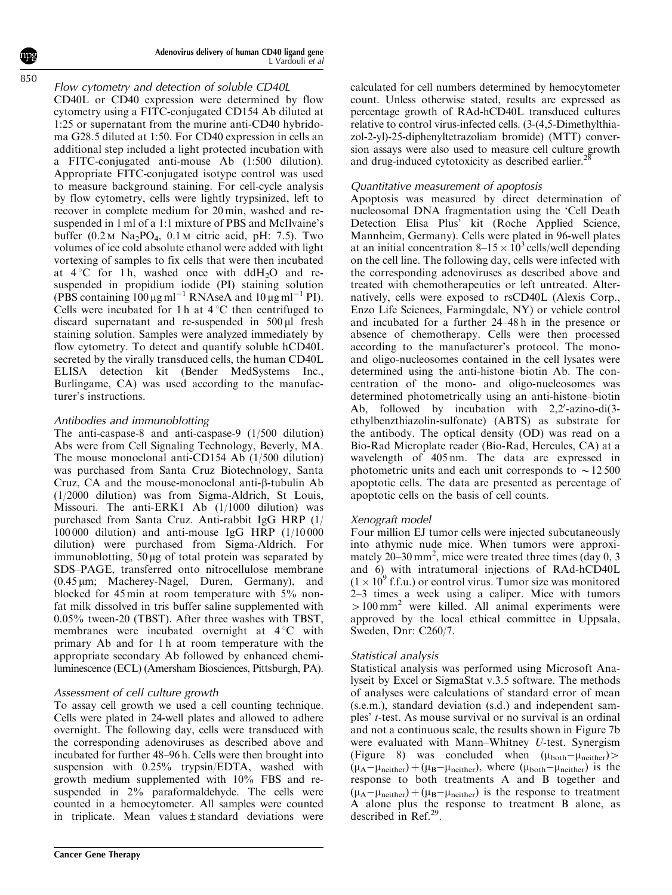### Flow cytometry and detection of soluble CD40L

CD40L or CD40 expression were determined by flow cytometry using a FITC-conjugated CD154 Ab diluted at 1:25 or supernatant from the murine anti-CD40 hybridoma G28.5 diluted at 1:50. For CD40 expression in cells an additional step included a light protected incubation with a FITC-conjugated anti-mouse Ab (1:500 dilution). Appropriate FITC-conjugated isotype control was used to measure background staining. For cell-cycle analysis by flow cytometry, cells were lightly trypsinized, left to recover in complete medium for 20 min, washed and re-suspended in 1 ml of a 1:1 mixture of PBS and McIlvaine's buffer (0.2 M $Na_2PO_4$, 0.1 M citric acid, pH: 7.5). Two volumes of ice cold absolute ethanol were added with light vortexing of samples to fix cells that were then incubated at 4 °C for 1 h, washed once with $ddH_2O$ and re-suspended in propidium iodide (PI) staining solution (PBS containing $100\,\mu g\,ml^{-1}$ RNAseA and $10\,\mu g\,ml^{-1}$ PI). Cells were incubated for 1 h at 4 °C then centrifuged to discard supernatant and re-suspended in 500 µl fresh staining solution. Samples were analyzed immediately by flow cytometry. To detect and quantify soluble hCD40L secreted by the virally transduced cells, the human CD40L ELISA detection kit (Bender MedSystems Inc., Burlingame, CA) was used according to the manufacturer's instructions.

### Antibodies and immunoblotting

The anti-caspase-8 and anti-caspase-9 (1/500 dilution) Abs were from Cell Signaling Technology, Beverly, MA. The mouse monoclonal anti-CD154 Ab (1/500 dilution) was purchased from Santa Cruz Biotechnology, Santa Cruz, CA and the mouse-monoclonal anti-β-tubulin Ab (1/2000 dilution) was from Sigma-Aldrich, St Louis, Missouri. The anti-ERK1 Ab (1/1000 dilution) was purchased from Santa Cruz. Anti-rabbit IgG HRP (1/100 000 dilution) and anti-mouse IgG HRP (1/10 000 dilution) were purchased from Sigma-Aldrich. For immunoblotting, 50 µg of total protein was separated by SDS–PAGE, transferred onto nitrocellulose membrane (0.45 µm; Macherey-Nagel, Duren, Germany), and blocked for 45 min at room temperature with 5% non-fat milk dissolved in tris buffer saline supplemented with 0.05% tween-20 (TBST). After three washes with TBST, membranes were incubated overnight at 4 °C with primary Ab and for 1 h at room temperature with the appropriate secondary Ab followed by enhanced chemiluminescence (ECL) (Amersham Biosciences, Pittsburgh, PA).

### Assessment of cell culture growth

To assay cell growth we used a cell counting technique. Cells were plated in 24-well plates and allowed to adhere overnight. The following day, cells were transduced with the corresponding adenoviruses as described above and incubated for further 48–96 h. Cells were then brought into suspension with 0.25% trypsin/EDTA, washed with growth medium supplemented with 10% FBS and re-suspended in 2% paraformaldehyde. The cells were counted in a hemocytometer. All samples were counted in triplicate. Mean values ± standard deviations were calculated for cell numbers determined by hemocytometer count. Unless otherwise stated, results are expressed as percentage growth of RAd-hCD40L transduced cultures relative to control virus-infected cells. (3-(4,5-Dimethylthiazol-2-yl)-25-diphenyltetrazoliam bromide) (MTT) conversion assays were also used to measure cell culture growth and drug-induced cytotoxicity as described earlier.[28]

### Quantitative measurement of apoptosis

Apoptosis was measured by direct determination of nucleosomal DNA fragmentation using the 'Cell Death Detection Elisa Plus' kit (Roche Applied Science, Mannheim, Germany). Cells were plated in 96-well plates at an initial concentration $8–15 \times 10^3$ cells/well depending on the cell line. The following day, cells were infected with the corresponding adenoviruses as described above and treated with chemotherapeutics or left untreated. Alternatively, cells were exposed to rsCD40L (Alexis Corp., Enzo Life Sciences, Farmingdale, NY) or vehicle control and incubated for a further 24–48 h in the presence or absence of chemotherapy. Cells were then processed according to the manufacturer's protocol. The mono- and oligo-nucleosomes contained in the cell lysates were determined using the anti-histone–biotin Ab. The concentration of the mono- and oligo-nucleosomes was determined photometrically using an anti-histone–biotin Ab, followed by incubation with 2,2′-azino-di(3-ethylbenzthiazolin-sulfonate) (ABTS) as substrate for the antibody. The optical density (OD) was read on a Bio-Rad Microplate reader (Bio-Rad, Hercules, CA) at a wavelength of 405 nm. The data are expressed in photometric units and each unit corresponds to $\sim 12\,500$ apoptotic cells. The data are presented as percentage of apoptotic cells on the basis of cell counts.

### Xenograft model

Four million EJ tumor cells were injected subcutaneously into athymic nude mice. When tumors were approximately 20–30 $mm^2$, mice were treated three times (day 0, 3 and 6) with intratumoral injections of RAd-hCD40L ($1 \times 10^9$ f.f.u.) or control virus. Tumor size was monitored 2–3 times a week using a caliper. Mice with tumors $>100\,mm^2$ were killed. All animal experiments were approved by the local ethical committee in Uppsala, Sweden, Dnr: C260/7.

### Statistical analysis

Statistical analysis was performed using Microsoft Analyseit by Excel or SigmaStat v.3.5 software. The methods of analyses were calculations of standard error of mean (s.e.m.), standard deviation (s.d.) and independent samples' t-test. As mouse survival or no survival is an ordinal and not a continuous scale, the results shown in Figure 7b were evaluated with Mann–Whitney U-test. Synergism (Figure 8) was concluded when $(\mu_{both}-\mu_{neither}) > (\mu_A-\mu_{neither})+(\mu_B-\mu_{neither})$, where $(\mu_{both}-\mu_{neither})$ is the response to both treatments A and B together and $(\mu_A-\mu_{neither})+(\mu_B-\mu_{neither})$ is the response to treatment A alone plus the response to treatment B alone, as described in Ref.[29].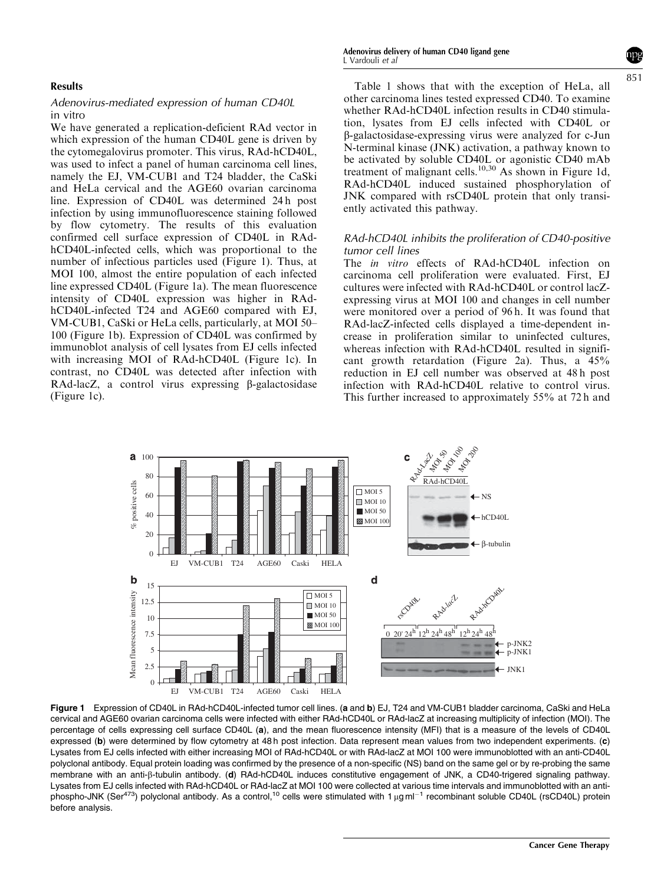## Results

### Adenovirus-mediated expression of human CD40L in vitro

We have generated a replication-deficient RAd vector in which expression of the human CD40L gene is driven by the cytomegalovirus promoter. This virus, RAd-hCD40L, was used to infect a panel of human carcinoma cell lines, namely the EJ, VM-CUB1 and T24 bladder, the CaSki and HeLa cervical and the AGE60 ovarian carcinoma line. Expression of CD40L was determined 24 h post infection by using immunofluorescence staining followed by flow cytometry. The results of this evaluation confirmed cell surface expression of CD40L in RAd-hCD40L-infected cells, which was proportional to the number of infectious particles used (Figure 1). Thus, at MOI 100, almost the entire population of each infected line expressed CD40L (Figure 1a). The mean fluorescence intensity of CD40L expression was higher in RAd-hCD40L-infected T24 and AGE60 compared with EJ, VM-CUB1, CaSki or HeLa cells, particularly, at MOI 50–100 (Figure 1b). Expression of CD40L was confirmed by immunoblot analysis of cell lysates from EJ cells infected with increasing MOI of RAd-hCD40L (Figure 1c). In contrast, no CD40L was detected after infection with RAd-lacZ, a control virus expressing β-galactosidase (Figure 1c).

Table 1 shows that with the exception of HeLa, all other carcinoma lines tested expressed CD40. To examine whether RAd-hCD40L infection results in CD40 stimulation, lysates from EJ cells infected with CD40L or β-galactosidase-expressing virus were analyzed for c-Jun N-terminal kinase (JNK) activation, a pathway known to be activated by soluble CD40L or agonistic CD40 mAb treatment of malignant cells.[10,30] As shown in Figure 1d, RAd-hCD40L induced sustained phosphorylation of JNK compared with rsCD40L protein that only transiently activated this pathway.

### RAd-hCD40L inhibits the proliferation of CD40-positive tumor cell lines

The *in vitro* effects of RAd-hCD40L infection on carcinoma cell proliferation were evaluated. First, EJ cultures were infected with RAd-hCD40L or control lacZ-expressing virus at MOI 100 and changes in cell number were monitored over a period of 96 h. It was found that RAd-lacZ-infected cells displayed a time-dependent increase in proliferation similar to uninfected cultures, whereas infection with RAd-hCD40L resulted in significant growth retardation (Figure 2a). Thus, a 45% reduction in EJ cell number was observed at 48 h post infection with RAd-hCD40L relative to control virus. This further increased to approximately 55% at 72 h and

**Figure 1** Expression of CD40L in RAd-hCD40L-infected tumor cell lines. (**a** and **b**) EJ, T24 and VM-CUB1 bladder carcinoma, CaSki and HeLa cervical and AGE60 ovarian carcinoma cells were infected with either RAd-hCD40L or RAd-lacZ at increasing multiplicity of infection (MOI). The percentage of cells expressing cell surface CD40L (**a**), and the mean fluorescence intensity (MFI) that is a measure of the levels of CD40L expressed (**b**) were determined by flow cytometry at 48 h post infection. Data represent mean values from two independent experiments. (**c**) Lysates from EJ cells infected with either increasing MOI of RAd-hCD40L or with RAd-lacZ at MOI 100 were immunoblotted with an anti-CD40L polyclonal antibody. Equal protein loading was confirmed by the presence of a non-specific (NS) band on the same gel or by re-probing the same membrane with an anti-β-tubulin antibody. (**d**) RAd-hCD40L induces constitutive engagement of JNK, a CD40-trigered signaling pathway. Lysates from EJ cells infected with RAd-hCD40L or RAd-lacZ at MOI 100 were collected at various time intervals and immunoblotted with an anti-phospho-JNK (Ser[473]) polyclonal antibody. As a control,[10] cells were stimulated with 1 μg ml$^{-1}$ recombinant soluble CD40L (rsCD40L) protein before analysis.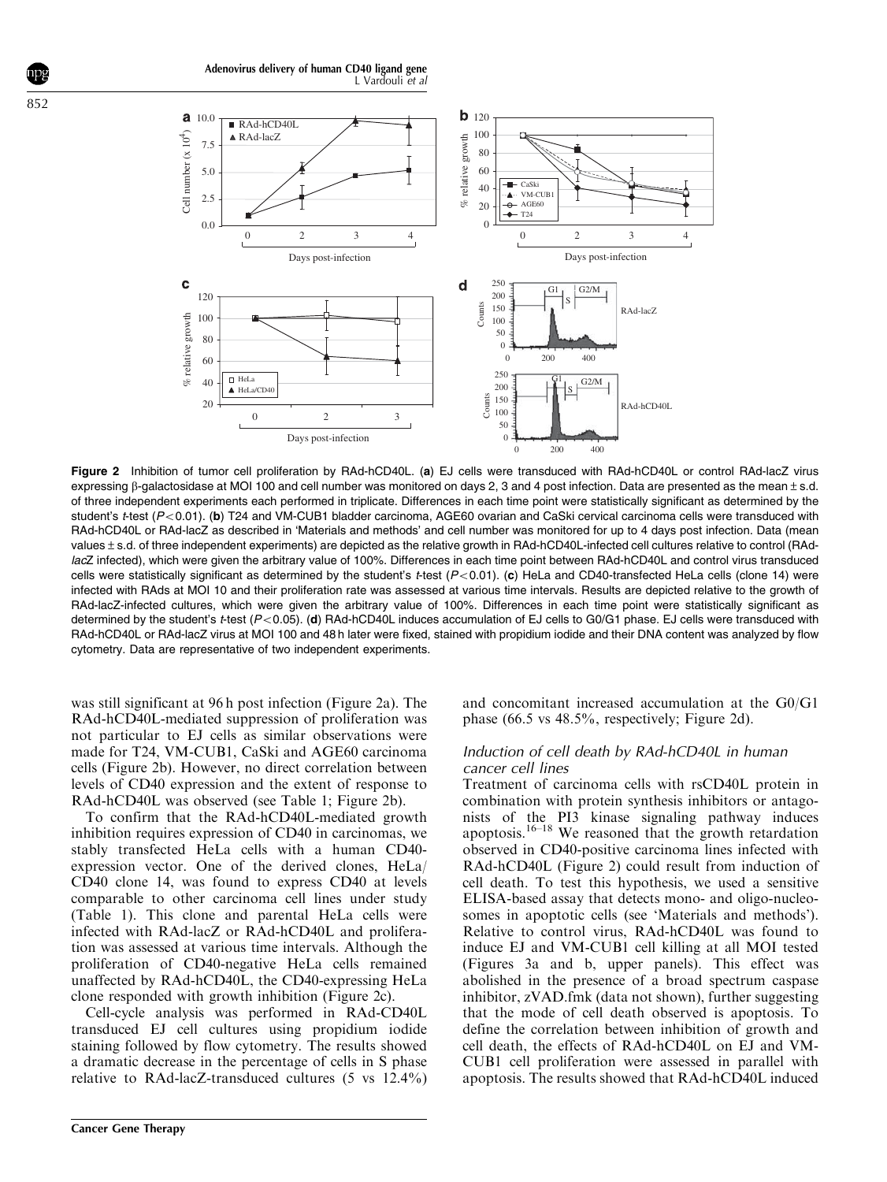**Figure 2** Inhibition of tumor cell proliferation by RAd-hCD40L. (**a**) EJ cells were transduced with RAd-hCD40L or control RAd-lacZ virus expressing β-galactosidase at MOI 100 and cell number was monitored on days 2, 3 and 4 post infection. Data are presented as the mean ± s.d. of three independent experiments each performed in triplicate. Differences in each time point were statistically significant as determined by the student's *t*-test ($P<0.01$). (**b**) T24 and VM-CUB1 bladder carcinoma, AGE60 ovarian and CaSki cervical carcinoma cells were transduced with RAd-hCD40L or RAd-lacZ as described in 'Materials and methods' and cell number was monitored for up to 4 days post infection. Data (mean values ± s.d. of three independent experiments) are depicted as the relative growth in RAd-hCD40L-infected cell cultures relative to control (RAd-*lacZ* infected), which were given the arbitrary value of 100%. Differences in each time point between RAd-hCD40L and control virus transduced cells were statistically significant as determined by the student's *t*-test ($P<0.01$). (**c**) HeLa and CD40-transfected HeLa cells (clone 14) were infected with RAds at MOI 10 and their proliferation rate was assessed at various time intervals. Results are depicted relative to the growth of RAd-lacZ-infected cultures, which were given the arbitrary value of 100%. Differences in each time point were statistically significant as determined by the student's *t*-test ($P<0.05$). (**d**) RAd-hCD40L induces accumulation of EJ cells to G0/G1 phase. EJ cells were transduced with RAd-hCD40L or RAd-lacZ virus at MOI 100 and 48 h later were fixed, stained with propidium iodide and their DNA content was analyzed by flow cytometry. Data are representative of two independent experiments.

was still significant at 96 h post infection (Figure 2a). The RAd-hCD40L-mediated suppression of proliferation was not particular to EJ cells as similar observations were made for T24, VM-CUB1, CaSki and AGE60 carcinoma cells (Figure 2b). However, no direct correlation between levels of CD40 expression and the extent of response to RAd-hCD40L was observed (see Table 1; Figure 2b).

To confirm that the RAd-hCD40L-mediated growth inhibition requires expression of CD40 in carcinomas, we stably transfected HeLa cells with a human CD40-expression vector. One of the derived clones, HeLa/CD40 clone 14, was found to express CD40 at levels comparable to other carcinoma cell lines under study (Table 1). This clone and parental HeLa cells were infected with RAd-lacZ or RAd-hCD40L and proliferation was assessed at various time intervals. Although the proliferation of CD40-negative HeLa cells remained unaffected by RAd-hCD40L, the CD40-expressing HeLa clone responded with growth inhibition (Figure 2c).

Cell-cycle analysis was performed in RAd-CD40L transduced EJ cell cultures using propidium iodide staining followed by flow cytometry. The results showed a dramatic decrease in the percentage of cells in S phase relative to RAd-lacZ-transduced cultures (5 vs 12.4%) and concomitant increased accumulation at the G0/G1 phase (66.5 vs 48.5%, respectively; Figure 2d).

### *Induction of cell death by RAd-hCD40L in human cancer cell lines*

Treatment of carcinoma cells with rsCD40L protein in combination with protein synthesis inhibitors or antagonists of the PI3 kinase signaling pathway induces apoptosis.[16–18] We reasoned that the growth retardation observed in CD40-positive carcinoma lines infected with RAd-hCD40L (Figure 2) could result from induction of cell death. To test this hypothesis, we used a sensitive ELISA-based assay that detects mono- and oligo-nucleosomes in apoptotic cells (see 'Materials and methods'). Relative to control virus, RAd-hCD40L was found to induce EJ and VM-CUB1 cell killing at all MOI tested (Figures 3a and b, upper panels). This effect was abolished in the presence of a broad spectrum caspase inhibitor, zVAD.fmk (data not shown), further suggesting that the mode of cell death observed is apoptosis. To define the correlation between inhibition of growth and cell death, the effects of RAd-hCD40L on EJ and VM-CUB1 cell proliferation were assessed in parallel with apoptosis. The results showed that RAd-hCD40L induced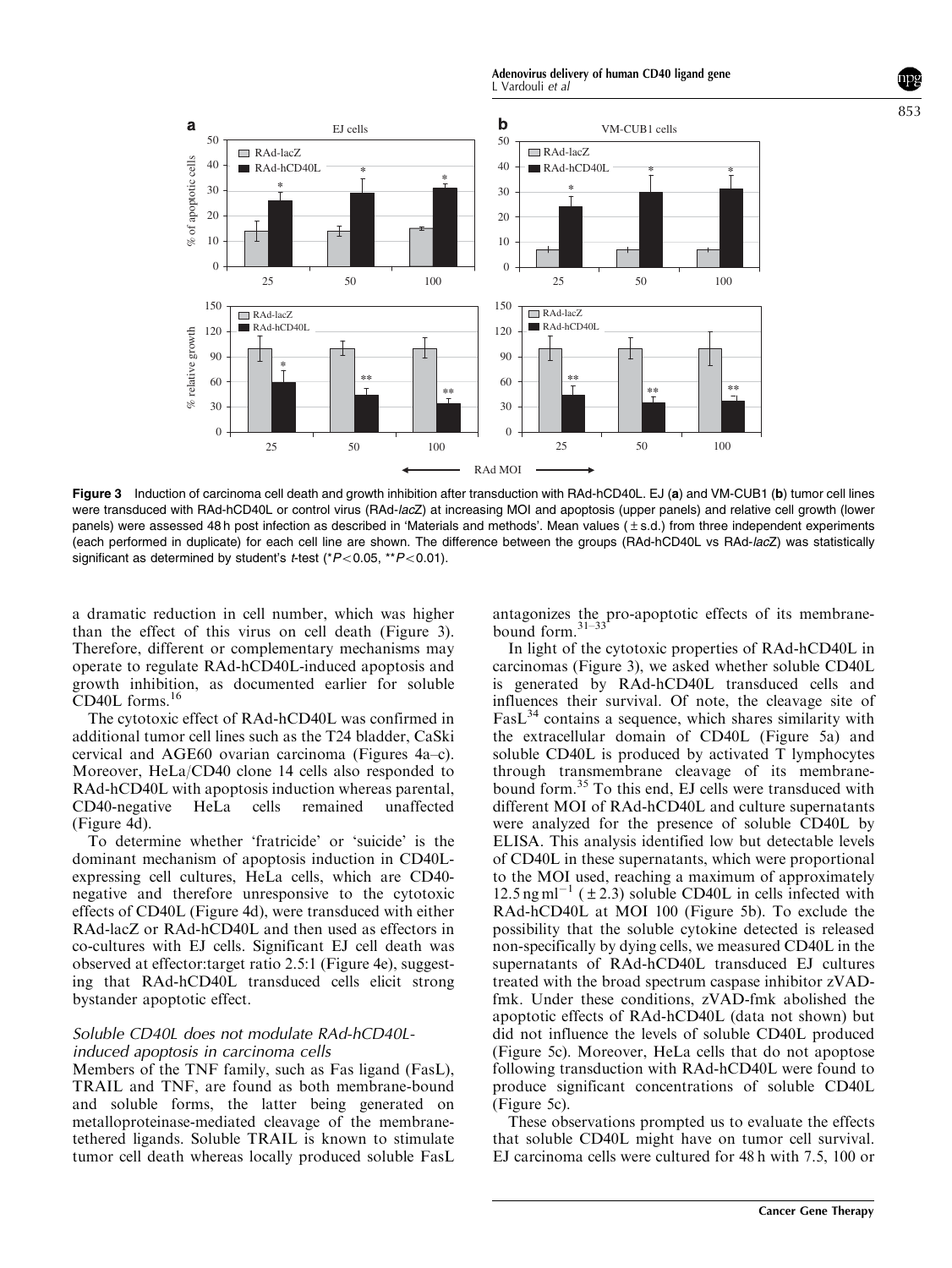**Figure 3** Induction of carcinoma cell death and growth inhibition after transduction with RAd-hCD40L. EJ (**a**) and VM-CUB1 (**b**) tumor cell lines were transduced with RAd-hCD40L or control virus (RAd-*lacZ*) at increasing MOI and apoptosis (upper panels) and relative cell growth (lower panels) were assessed 48 h post infection as described in 'Materials and methods'. Mean values (±s.d.) from three independent experiments (each performed in duplicate) for each cell line are shown. The difference between the groups (RAd-hCD40L vs RAd-*lacZ*) was statistically significant as determined by student's *t*-test (\*$P<0.05$, \*\*$P<0.01$).

a dramatic reduction in cell number, which was higher than the effect of this virus on cell death (Figure 3). Therefore, different or complementary mechanisms may operate to regulate RAd-hCD40L-induced apoptosis and growth inhibition, as documented earlier for soluble CD40L forms.[16]

The cytotoxic effect of RAd-hCD40L was confirmed in additional tumor cell lines such as the T24 bladder, CaSki cervical and AGE60 ovarian carcinoma (Figures 4a–c). Moreover, HeLa/CD40 clone 14 cells also responded to RAd-hCD40L with apoptosis induction whereas parental, CD40-negative HeLa cells remained unaffected (Figure 4d).

To determine whether 'fratricide' or 'suicide' is the dominant mechanism of apoptosis induction in CD40L-expressing cell cultures, HeLa cells, which are CD40-negative and therefore unresponsive to the cytotoxic effects of CD40L (Figure 4d), were transduced with either RAd-lacZ or RAd-hCD40L and then used as effectors in co-cultures with EJ cells. Significant EJ cell death was observed at effector:target ratio 2.5:1 (Figure 4e), suggesting that RAd-hCD40L transduced cells elicit strong bystander apoptotic effect.

### *Soluble CD40L does not modulate RAd-hCD40L-induced apoptosis in carcinoma cells*

Members of the TNF family, such as Fas ligand (FasL), TRAIL and TNF, are found as both membrane-bound and soluble forms, the latter being generated on metalloproteinase-mediated cleavage of the membrane-tethered ligands. Soluble TRAIL is known to stimulate tumor cell death whereas locally produced soluble FasL antagonizes the pro-apoptotic effects of its membrane-bound form.[31–33]

In light of the cytotoxic properties of RAd-hCD40L in carcinomas (Figure 3), we asked whether soluble CD40L is generated by RAd-hCD40L transduced cells and influences their survival. Of note, the cleavage site of FasL[34] contains a sequence, which shares similarity with the extracellular domain of CD40L (Figure 5a) and soluble CD40L is produced by activated T lymphocytes through transmembrane cleavage of its membrane-bound form.[35] To this end, EJ cells were transduced with different MOI of RAd-hCD40L and culture supernatants were analyzed for the presence of soluble CD40L by ELISA. This analysis identified low but detectable levels of CD40L in these supernatants, which were proportional to the MOI used, reaching a maximum of approximately 12.5 ng ml$^{-1}$ (±2.3) soluble CD40L in cells infected with RAd-hCD40L at MOI 100 (Figure 5b). To exclude the possibility that the soluble cytokine detected is released non-specifically by dying cells, we measured CD40L in the supernatants of RAd-hCD40L transduced EJ cultures treated with the broad spectrum caspase inhibitor zVAD-fmk. Under these conditions, zVAD-fmk abolished the apoptotic effects of RAd-hCD40L (data not shown) but did not influence the levels of soluble CD40L produced (Figure 5c). Moreover, HeLa cells that do not apoptose following transduction with RAd-hCD40L were found to produce significant concentrations of soluble CD40L (Figure 5c).

These observations prompted us to evaluate the effects that soluble CD40L might have on tumor cell survival. EJ carcinoma cells were cultured for 48 h with 7.5, 100 or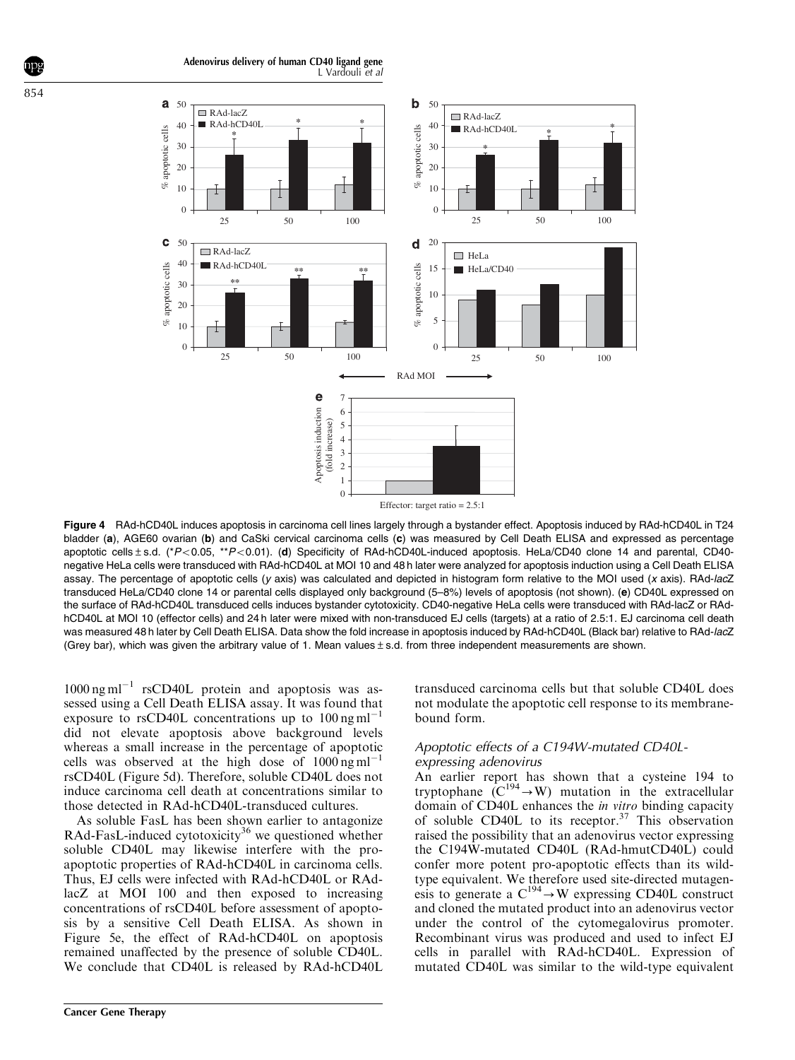Figure 4 RAd-hCD40L induces apoptosis in carcinoma cell lines largely through a bystander effect. Apoptosis induced by RAd-hCD40L in T24 bladder (**a**), AGE60 ovarian (**b**) and CaSki cervical carcinoma cells (**c**) was measured by Cell Death ELISA and expressed as percentage apoptotic cells ± s.d. (* $P<0.05$, ** $P<0.01$). (**d**) Specificity of RAd-hCD40L-induced apoptosis. HeLa/CD40 clone 14 and parental, CD40-negative HeLa cells were transduced with RAd-hCD40L at MOI 10 and 48 h later were analyzed for apoptosis induction using a Cell Death ELISA assay. The percentage of apoptotic cells (*y* axis) was calculated and depicted in histogram form relative to the MOI used (*x* axis). RAd-*lacZ* transduced HeLa/CD40 clone 14 or parental cells displayed only background (5–8%) levels of apoptosis (not shown). (**e**) CD40L expressed on the surface of RAd-hCD40L transduced cells induces bystander cytotoxicity. CD40-negative HeLa cells were transduced with RAd-lacZ or RAd-hCD40L at MOI 10 (effector cells) and 24 h later were mixed with non-transduced EJ cells (targets) at a ratio of 2.5:1. EJ carcinoma cell death was measured 48 h later by Cell Death ELISA. Data show the fold increase in apoptosis induced by RAd-hCD40L (Black bar) relative to RAd-*lacZ* (Grey bar), which was given the arbitrary value of 1. Mean values ± s.d. from three independent measurements are shown.

1000 ng ml$^{-1}$ rsCD40L protein and apoptosis was assessed using a Cell Death ELISA assay. It was found that exposure to rsCD40L concentrations up to 100 ng ml$^{-1}$ did not elevate apoptosis above background levels whereas a small increase in the percentage of apoptotic cells was observed at the high dose of 1000 ng ml$^{-1}$ rsCD40L (Figure 5d). Therefore, soluble CD40L does not induce carcinoma cell death at concentrations similar to those detected in RAd-hCD40L-transduced cultures.

As soluble FasL has been shown earlier to antagonize RAd-FasL-induced cytotoxicity[36] we questioned whether soluble CD40L may likewise interfere with the pro-apoptotic properties of RAd-hCD40L in carcinoma cells. Thus, EJ cells were infected with RAd-hCD40L or RAd-lacZ at MOI 100 and then exposed to increasing concentrations of rsCD40L before assessment of apoptosis by a sensitive Cell Death ELISA. As shown in Figure 5e, the effect of RAd-hCD40L on apoptosis remained unaffected by the presence of soluble CD40L. We conclude that CD40L is released by RAd-hCD40L transduced carcinoma cells but that soluble CD40L does not modulate the apoptotic cell response to its membrane-bound form.

### *Apoptotic effects of a C194W-mutated CD40L-expressing adenovirus*

An earlier report has shown that a cysteine 194 to tryptophane ($C^{194} \rightarrow W$) mutation in the extracellular domain of CD40L enhances the *in vitro* binding capacity of soluble CD40L to its receptor.[37] This observation raised the possibility that an adenovirus vector expressing the C194W-mutated CD40L (RAd-hmutCD40L) could confer more potent pro-apoptotic effects than its wild-type equivalent. We therefore used site-directed mutagenesis to generate a $C^{194} \rightarrow W$ expressing CD40L construct and cloned the mutated product into an adenovirus vector under the control of the cytomegalovirus promoter. Recombinant virus was produced and used to infect EJ cells in parallel with RAd-hCD40L. Expression of mutated CD40L was similar to the wild-type equivalent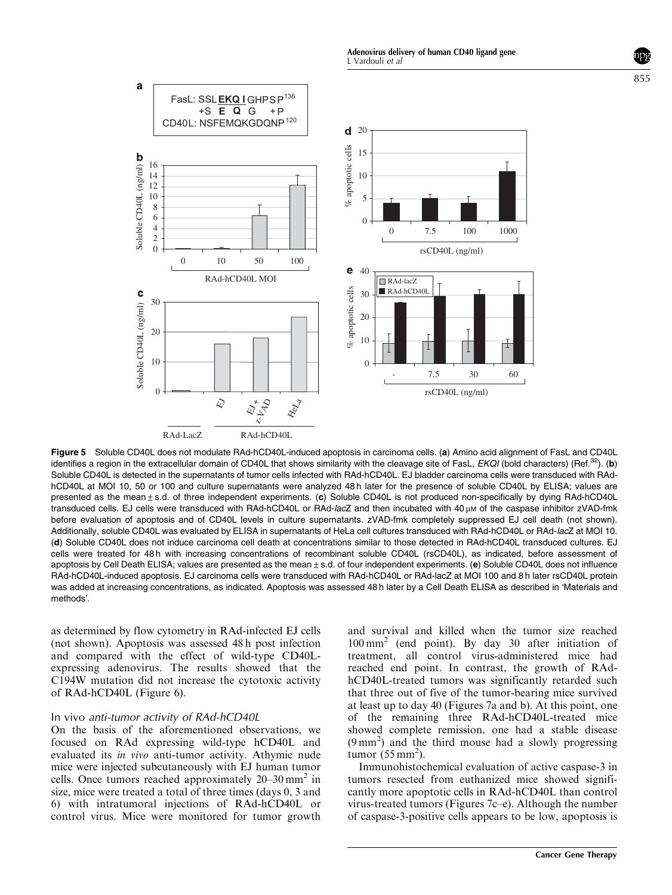a

FasL: SSL**EKQI**GHPSP[136]
+S **E Q** G +P
CD40L: NSFEMQKGDQNP[120]

**Figure 5** Soluble CD40L does not modulate RAd-hCD40L-induced apoptosis in carcinoma cells. (**a**) Amino acid alignment of FasL and CD40L identifies a region in the extracellular domain of CD40L that shows similarity with the cleavage site of FasL, *EKQI* (bold characters) (Ref.[32]). (**b**) Soluble CD40L is detected in the supernatants of tumor cells infected with RAd-hCD40L. EJ bladder carcinoma cells were transduced with RAd-hCD40L at MOI 10, 50 or 100 and culture supernatants were analyzed 48 h later for the presence of soluble CD40L by ELISA; values are presented as the mean ± s.d. of three independent experiments. (**c**) Soluble CD40L is not produced non-specifically by dying RAd-hCD40L transduced cells. EJ cells were transduced with RAd-hCD40L or RAd-*lacZ* and then incubated with 40 μM of the caspase inhibitor zVAD-fmk before evaluation of apoptosis and of CD40L levels in culture supernatants. zVAD-fmk completely suppressed EJ cell death (not shown). Additionally, soluble CD40L was evaluated by ELISA in supernatants of HeLa cell cultures transduced with RAd-hCD40L or RAd-*lacZ* at MOI 10. (**d**) Soluble CD40L does not induce carcinoma cell death at concentrations similar to those detected in RAd-hCD40L transduced cultures. EJ cells were treated for 48 h with increasing concentrations of recombinant soluble CD40L (rsCD40L), as indicated, before assessment of apoptosis by Cell Death ELISA; values are presented as the mean ± s.d. of four independent experiments. (**e**) Soluble CD40L does not influence RAd-hCD40L-induced apoptosis. EJ carcinoma cells were transduced with RAd-hCD40L or RAd-lacZ at MOI 100 and 8 h later rsCD40L protein was added at increasing concentrations, as indicated. Apoptosis was assessed 48 h later by a Cell Death ELISA as described in 'Materials and methods'.

as determined by flow cytometry in RAd-infected EJ cells (not shown). Apoptosis was assessed 48 h post infection and compared with the effect of wild-type CD40L-expressing adenovirus. The results showed that the C194W mutation did not increase the cytotoxic activity of RAd-hCD40L (Figure 6).

### In vivo *anti-tumor activity of RAd-hCD40L*

On the basis of the aforementioned observations, we focused on RAd expressing wild-type hCD40L and evaluated its *in vivo* anti-tumor activity. Athymic nude mice were injected subcutaneously with EJ human tumor cells. Once tumors reached approximately 20–30 mm$^2$ in size, mice were treated a total of three times (days 0, 3 and 6) with intratumoral injections of RAd-hCD40L or control virus. Mice were monitored for tumor growth and survival and killed when the tumor size reached 100 mm$^2$ (end point). By day 30 after initiation of treatment, all control virus-administered mice had reached end point. In contrast, the growth of RAd-hCD40L-treated tumors was significantly retarded such that three out of five of the tumor-bearing mice survived at least up to day 40 (Figures 7a and b). At this point, one of the remaining three RAd-hCD40L-treated mice showed complete remission, one had a stable disease (9 mm$^2$) and the third mouse had a slowly progressing tumor (55 mm$^2$).

Immunohistochemical evaluation of active caspase-3 in tumors resected from euthanized mice showed significantly more apoptotic cells in RAd-hCD40L than control virus-treated tumors (Figures 7c–e). Although the number of caspase-3-positive cells appears to be low, apoptosis is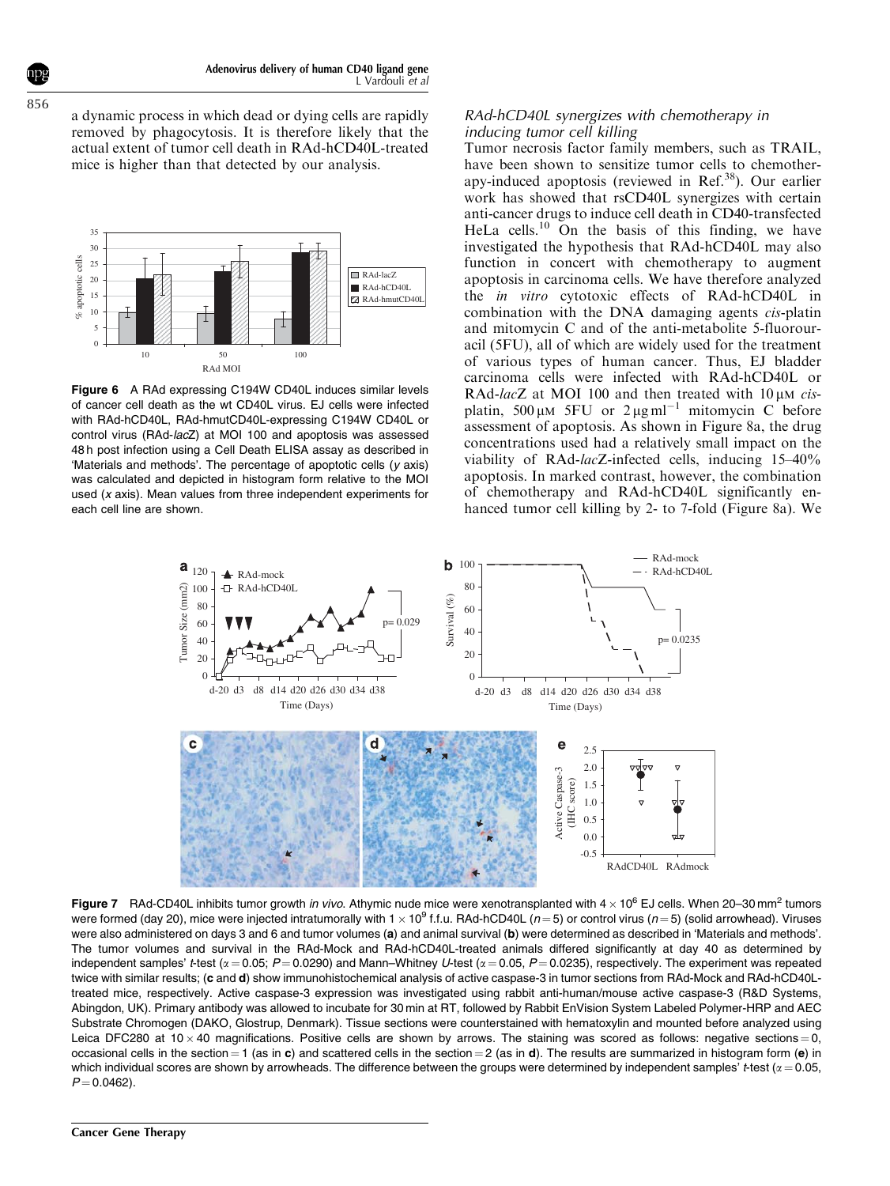a dynamic process in which dead or dying cells are rapidly removed by phagocytosis. It is therefore likely that the actual extent of tumor cell death in RAd-hCD40L-treated mice is higher than that detected by our analysis.

**Figure 6** A RAd expressing C194W CD40L induces similar levels of cancer cell death as the wt CD40L virus. EJ cells were infected with RAd-hCD40L, RAd-hmutCD40L-expressing C194W CD40L or control virus (RAd-*lacZ*) at MOI 100 and apoptosis was assessed 48 h post infection using a Cell Death ELISA assay as described in 'Materials and methods'. The percentage of apoptotic cells (*y* axis) was calculated and depicted in histogram form relative to the MOI used (*x* axis). Mean values from three independent experiments for each cell line are shown.

### *RAd-hCD40L synergizes with chemotherapy in inducing tumor cell killing*

Tumor necrosis factor family members, such as TRAIL, have been shown to sensitize tumor cells to chemotherapy-induced apoptosis (reviewed in Ref.[38]). Our earlier work has showed that rsCD40L synergizes with certain anti-cancer drugs to induce cell death in CD40-transfected HeLa cells.[10] On the basis of this finding, we have investigated the hypothesis that RAd-hCD40L may also function in concert with chemotherapy to augment apoptosis in carcinoma cells. We have therefore analyzed the *in vitro* cytotoxic effects of RAd-hCD40L in combination with the DNA damaging agents *cis*-platin and mitomycin C and of the anti-metabolite 5-fluorouracil (5FU), all of which are widely used for the treatment of various types of human cancer. Thus, EJ bladder carcinoma cells were infected with RAd-hCD40L or RAd-*lacZ* at MOI 100 and then treated with 10 μM *cis*-platin, 500 μM 5FU or 2 μg ml$^{-1}$ mitomycin C before assessment of apoptosis. As shown in Figure 8a, the drug concentrations used had a relatively small impact on the viability of RAd-*lacZ*-infected cells, inducing 15–40% apoptosis. In marked contrast, however, the combination of chemotherapy and RAd-hCD40L significantly enhanced tumor cell killing by 2- to 7-fold (Figure 8a). We

**Figure 7** RAd-CD40L inhibits tumor growth *in vivo*. Athymic nude mice were xenotransplanted with $4 \times 10^6$ EJ cells. When 20–30 mm$^2$ tumors were formed (day 20), mice were injected intratumorally with $1 \times 10^9$ f.f.u. RAd-hCD40L ($n=5$) or control virus ($n=5$) (solid arrowhead). Viruses were also administered on days 3 and 6 and tumor volumes (**a**) and animal survival (**b**) were determined as described in 'Materials and methods'. The tumor volumes and survival in the RAd-Mock and RAd-hCD40L-treated animals differed significantly at day 40 as determined by independent samples' *t*-test ($\alpha=0.05$; $P=0.0290$) and Mann–Whitney *U*-test ($\alpha=0.05$, $P=0.0235$), respectively. The experiment was repeated twice with similar results; (**c** and **d**) show immunohistochemical analysis of active caspase-3 in tumor sections from RAd-Mock and RAd-hCD40L-treated mice, respectively. Active caspase-3 expression was investigated using rabbit anti-human/mouse active caspase-3 (R&D Systems, Abingdon, UK). Primary antibody was allowed to incubate for 30 min at RT, followed by Rabbit EnVision System Labeled Polymer-HRP and AEC Substrate Chromogen (DAKO, Glostrup, Denmark). Tissue sections were counterstained with hematoxylin and mounted before analyzed using Leica DFC280 at 10 × 40 magnifications. Positive cells are shown by arrows. The staining was scored as follows: negative sections = 0, occasional cells in the section = 1 (as in **c**) and scattered cells in the section = 2 (as in **d**). The results are summarized in histogram form (**e**) in which individual scores are shown by arrowheads. The difference between the groups were determined by independent samples' *t*-test ($\alpha=0.05$, $P=0.0462$).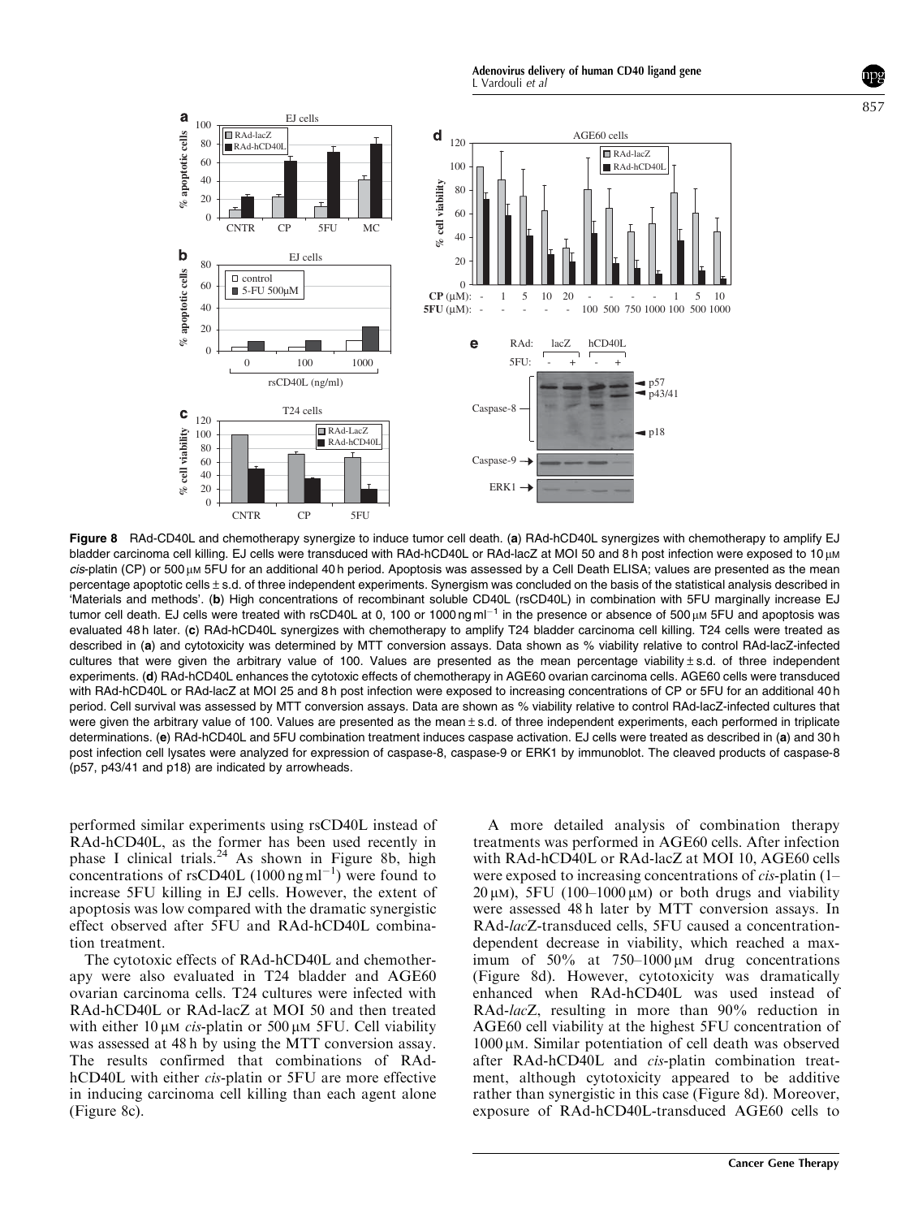**Figure 8** RAd-CD40L and chemotherapy synergize to induce tumor cell death. (**a**) RAd-hCD40L synergizes with chemotherapy to amplify EJ bladder carcinoma cell killing. EJ cells were transduced with RAd-hCD40L or RAd-lacZ at MOI 50 and 8 h post infection were exposed to 10 μM *cis*-platin (CP) or 500 μM 5FU for an additional 40 h period. Apoptosis was assessed by a Cell Death ELISA; values are presented as the mean percentage apoptotic cells ± s.d. of three independent experiments. Synergism was concluded on the basis of the statistical analysis described in 'Materials and methods'. (**b**) High concentrations of recombinant soluble CD40L (rsCD40L) in combination with 5FU marginally increase EJ tumor cell death. EJ cells were treated with rsCD40L at 0, 100 or 1000 ng ml$^{-1}$ in the presence or absence of 500 μM 5FU and apoptosis was evaluated 48 h later. (**c**) RAd-hCD40L synergizes with chemotherapy to amplify T24 bladder carcinoma cell killing. T24 cells were treated as described in (**a**) and cytotoxicity was determined by MTT conversion assays. Data shown as % viability relative to control RAd-lacZ-infected cultures that were given the arbitrary value of 100. Values are presented as the mean percentage viability ± s.d. of three independent experiments. (**d**) RAd-hCD40L enhances the cytotoxic effects of chemotherapy in AGE60 ovarian carcinoma cells. AGE60 cells were transduced with RAd-hCD40L or RAd-lacZ at MOI 25 and 8 h post infection were exposed to increasing concentrations of CP or 5FU for an additional 40 h period. Cell survival was assessed by MTT conversion assays. Data are shown as % viability relative to control RAd-lacZ-infected cultures that were given the arbitrary value of 100. Values are presented as the mean ± s.d. of three independent experiments, each performed in triplicate determinations. (**e**) RAd-hCD40L and 5FU combination treatment induces caspase activation. EJ cells were treated as described in (**a**) and 30 h post infection cell lysates were analyzed for expression of caspase-8, caspase-9 or ERK1 by immunoblot. The cleaved products of caspase-8 (p57, p43/41 and p18) are indicated by arrowheads.

performed similar experiments using rsCD40L instead of RAd-hCD40L, as the former has been used recently in phase I clinical trials.[24] As shown in Figure 8b, high concentrations of rsCD40L (1000 ng ml$^{-1}$) were found to increase 5FU killing in EJ cells. However, the extent of apoptosis was low compared with the dramatic synergistic effect observed after 5FU and RAd-hCD40L combination treatment.

The cytotoxic effects of RAd-hCD40L and chemotherapy were also evaluated in T24 bladder and AGE60 ovarian carcinoma cells. T24 cultures were infected with RAd-hCD40L or RAd-lacZ at MOI 50 and then treated with either 10 μM *cis*-platin or 500 μM 5FU. Cell viability was assessed at 48 h by using the MTT conversion assay. The results confirmed that combinations of RAd-hCD40L with either *cis*-platin or 5FU are more effective in inducing carcinoma cell killing than each agent alone (Figure 8c).

A more detailed analysis of combination therapy treatments was performed in AGE60 cells. After infection with RAd-hCD40L or RAd-lacZ at MOI 10, AGE60 cells were exposed to increasing concentrations of *cis*-platin (1–20 μM), 5FU (100–1000 μM) or both drugs and viability were assessed 48 h later by MTT conversion assays. In RAd-*lacZ*-transduced cells, 5FU caused a concentration-dependent decrease in viability, which reached a maximum of 50% at 750–1000 μM drug concentrations (Figure 8d). However, cytotoxicity was dramatically enhanced when RAd-hCD40L was used instead of RAd-*lacZ*, resulting in more than 90% reduction in AGE60 cell viability at the highest 5FU concentration of 1000 μM. Similar potentiation of cell death was observed after RAd-hCD40L and *cis*-platin combination treatment, although cytotoxicity appeared to be additive rather than synergistic in this case (Figure 8d). Moreover, exposure of RAd-hCD40L-transduced AGE60 cells to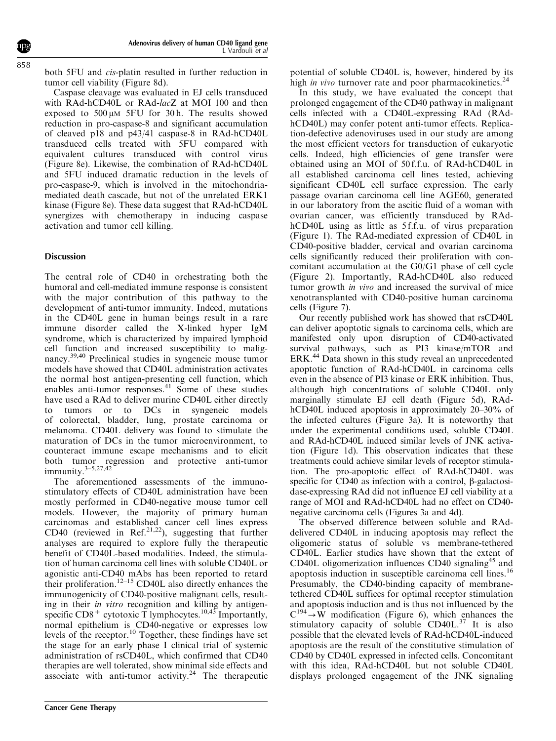both 5FU and *cis*-platin resulted in further reduction in tumor cell viability (Figure 8d).

Caspase cleavage was evaluated in EJ cells transduced with RAd-hCD40L or RAd-*lac*Z at MOI 100 and then exposed to 500 μM 5FU for 30 h. The results showed reduction in pro-caspase-8 and significant accumulation of cleaved p18 and p43/41 caspase-8 in RAd-hCD40L transduced cells treated with 5FU compared with equivalent cultures transduced with control virus (Figure 8e). Likewise, the combination of RAd-hCD40L and 5FU induced dramatic reduction in the levels of pro-caspase-9, which is involved in the mitochondria-mediated death cascade, but not of the unrelated ERK1 kinase (Figure 8e). These data suggest that RAd-hCD40L synergizes with chemotherapy in inducing caspase activation and tumor cell killing.

## Discussion

The central role of CD40 in orchestrating both the humoral and cell-mediated immune response is consistent with the major contribution of this pathway to the development of anti-tumor immunity. Indeed, mutations in the CD40L gene in human beings result in a rare immune disorder called the X-linked hyper IgM syndrome, which is characterized by impaired lymphoid cell function and increased susceptibility to malignancy.[39,40] Preclinical studies in syngeneic mouse tumor models have showed that CD40L administration activates the normal host antigen-presenting cell function, which enables anti-tumor responses.[41] Some of these studies have used a RAd to deliver murine CD40L either directly to tumors or to DCs in syngeneic models of colorectal, bladder, lung, prostate carcinoma or melanoma. CD40L delivery was found to stimulate the maturation of DCs in the tumor microenvironment, to counteract immune escape mechanisms and to elicit both tumor regression and protective anti-tumor immunity.[3–5,27,42]

The aforementioned assessments of the immunostimulatory effects of CD40L administration have been mostly performed in CD40-negative mouse tumor cell models. However, the majority of primary human carcinomas and established cancer cell lines express CD40 (reviewed in Ref.[21,22]), suggesting that further analyses are required to explore fully the therapeutic benefit of CD40L-based modalities. Indeed, the stimulation of human carcinoma cell lines with soluble CD40L or agonistic anti-CD40 mAbs has been reported to retard their proliferation.[12–15] CD40L also directly enhances the immunogenicity of CD40-positive malignant cells, resulting in their *in vitro* recognition and killing by antigen-specific $CD8^+$ cytotoxic T lymphocytes.[10,43] Importantly, normal epithelium is CD40-negative or expresses low levels of the receptor.[10] Together, these findings have set the stage for an early phase I clinical trial of systemic administration of rsCD40L, which confirmed that CD40 therapies are well tolerated, show minimal side effects and associate with anti-tumor activity.[24] The therapeutic potential of soluble CD40L is, however, hindered by its high *in vivo* turnover rate and poor pharmacokinetics.[24]

In this study, we have evaluated the concept that prolonged engagement of the CD40 pathway in malignant cells infected with a CD40L-expressing RAd (RAd-hCD40L) may confer potent anti-tumor effects. Replication-defective adenoviruses used in our study are among the most efficient vectors for transduction of eukaryotic cells. Indeed, high efficiencies of gene transfer were obtained using an MOI of 50 f.f.u. of RAd-hCD40L in all established carcinoma cell lines tested, achieving significant CD40L cell surface expression. The early passage ovarian carcinoma cell line AGE60, generated in our laboratory from the ascitic fluid of a woman with ovarian cancer, was efficiently transduced by RAd-hCD40L using as little as 5 f.f.u. of virus preparation (Figure 1). The RAd-mediated expression of CD40L in CD40-positive bladder, cervical and ovarian carcinoma cells significantly reduced their proliferation with concomitant accumulation at the G0/G1 phase of cell cycle (Figure 2). Importantly, RAd-hCD40L also reduced tumor growth *in vivo* and increased the survival of mice xenotransplanted with CD40-positive human carcinoma cells (Figure 7).

Our recently published work has showed that rsCD40L can deliver apoptotic signals to carcinoma cells, which are manifested only upon disruption of CD40-activated survival pathways, such as PI3 kinase/mTOR and ERK.[44] Data shown in this study reveal an unprecedented apoptotic function of RAd-hCD40L in carcinoma cells even in the absence of PI3 kinase or ERK inhibition. Thus, although high concentrations of soluble CD40L only marginally stimulate EJ cell death (Figure 5d), RAd-hCD40L induced apoptosis in approximately 20–30% of the infected cultures (Figure 3a). It is noteworthy that under the experimental conditions used, soluble CD40L and RAd-hCD40L induced similar levels of JNK activation (Figure 1d). This observation indicates that these treatments could achieve similar levels of receptor stimulation. The pro-apoptotic effect of RAd-hCD40L was specific for CD40 as infection with a control, β-galactosidase-expressing RAd did not influence EJ cell viability at a range of MOI and RAd-hCD40L had no effect on CD40-negative carcinoma cells (Figures 3a and 4d).

The observed difference between soluble and RAd-delivered CD40L in inducing apoptosis may reflect the oligomeric status of soluble vs membrane-tethered CD40L. Earlier studies have shown that the extent of CD40L oligomerization influences CD40 signaling[45] and apoptosis induction in susceptible carcinoma cell lines.[16] Presumably, the CD40-binding capacity of membrane-tethered CD40L suffices for optimal receptor stimulation and apoptosis induction and is thus not influenced by the $C^{194} \rightarrow W$ modification (Figure 6), which enhances the stimulatory capacity of soluble CD40L.[37] It is also possible that the elevated levels of RAd-hCD40L-induced apoptosis are the result of the constitutive stimulation of CD40 by CD40L expressed in infected cells. Concomitant with this idea, RAd-hCD40L but not soluble CD40L displays prolonged engagement of the JNK signaling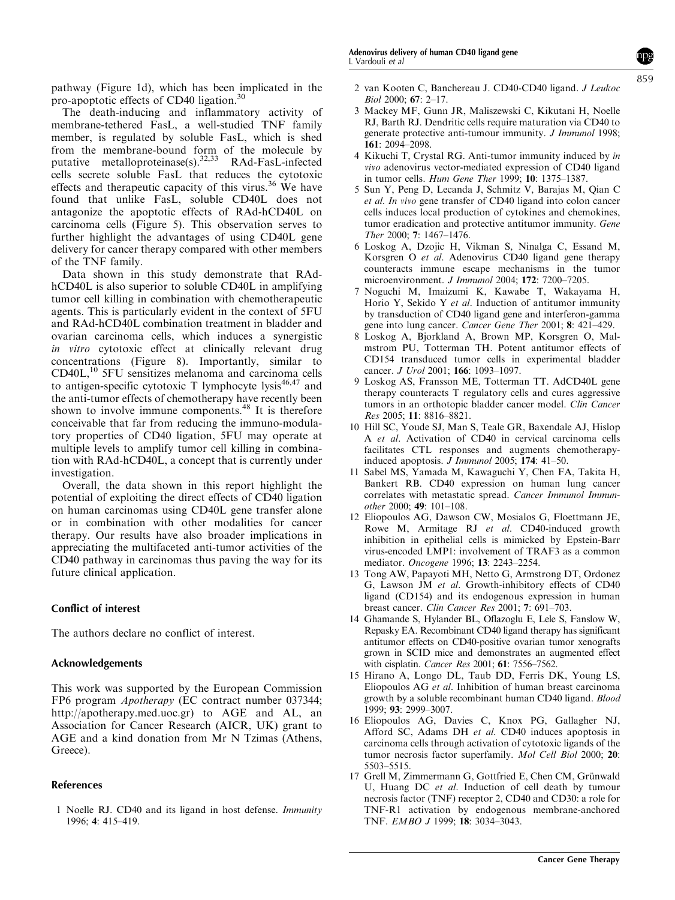pathway (Figure 1d), which has been implicated in the pro-apoptotic effects of CD40 ligation.[30]

The death-inducing and inflammatory activity of membrane-tethered FasL, a well-studied TNF family member, is regulated by soluble FasL, which is shed from the membrane-bound form of the molecule by putative metalloproteinase(s).[32,33] RAd-FasL-infected cells secrete soluble FasL that reduces the cytotoxic effects and therapeutic capacity of this virus.[36] We have found that unlike FasL, soluble CD40L does not antagonize the apoptotic effects of RAd-hCD40L on carcinoma cells (Figure 5). This observation serves to further highlight the advantages of using CD40L gene delivery for cancer therapy compared with other members of the TNF family.

Data shown in this study demonstrate that RAd-hCD40L is also superior to soluble CD40L in amplifying tumor cell killing in combination with chemotherapeutic agents. This is particularly evident in the context of 5FU and RAd-hCD40L combination treatment in bladder and ovarian carcinoma cells, which induces a synergistic *in vitro* cytotoxic effect at clinically relevant drug concentrations (Figure 8). Importantly, similar to CD40L,[10] 5FU sensitizes melanoma and carcinoma cells to antigen-specific cytotoxic T lymphocyte lysis[46,47] and the anti-tumor effects of chemotherapy have recently been shown to involve immune components.[48] It is therefore conceivable that far from reducing the immuno-modulatory properties of CD40 ligation, 5FU may operate at multiple levels to amplify tumor cell killing in combination with RAd-hCD40L, a concept that is currently under investigation.

Overall, the data shown in this report highlight the potential of exploiting the direct effects of CD40 ligation on human carcinomas using CD40L gene transfer alone or in combination with other modalities for cancer therapy. Our results have also broader implications in appreciating the multifaceted anti-tumor activities of the CD40 pathway in carcinomas thus paving the way for its future clinical application.

## Conflict of interest

The authors declare no conflict of interest.

## Acknowledgements

This work was supported by the European Commission FP6 program *Apotherapy* (EC contract number 037344; http://apotherapy.med.uoc.gr) to AGE and AL, an Association for Cancer Research (AICR, UK) grant to AGE and a kind donation from Mr N Tzimas (Athens, Greece).

## References

1 Noelle RJ. CD40 and its ligand in host defense. *Immunity* 1996; **4**: 415–419.

2 van Kooten C, Banchereau J. CD40-CD40 ligand. *J Leukoc Biol* 2000; **67**: 2–17.

3 Mackey MF, Gunn JR, Maliszewski C, Kikutani H, Noelle RJ, Barth RJ. Dendritic cells require maturation via CD40 to generate protective anti-tumour immunity. *J Immunol* 1998; **161**: 2094–2098.

4 Kikuchi T, Crystal RG. Anti-tumor immunity induced by *in vivo* adenovirus vector-mediated expression of CD40 ligand in tumor cells. *Hum Gene Ther* 1999; **10**: 1375–1387.

5 Sun Y, Peng D, Lecanda J, Schmitz V, Barajas M, Qian C *et al*. *In vivo* gene transfer of CD40 ligand into colon cancer cells induces local production of cytokines and chemokines, tumor eradication and protective antitumor immunity. *Gene Ther* 2000; **7**: 1467–1476.

6 Loskog A, Dzojic H, Vikman S, Ninalga C, Essand M, Korsgren O *et al*. Adenovirus CD40 ligand gene therapy counteracts immune escape mechanisms in the tumor microenvironment. *J Immunol* 2004; **172**: 7200–7205.

7 Noguchi M, Imaizumi K, Kawabe T, Wakayama H, Horio Y, Sekido Y *et al*. Induction of antitumor immunity by transduction of CD40 ligand gene and interferon-gamma gene into lung cancer. *Cancer Gene Ther* 2001; **8**: 421–429.

8 Loskog A, Bjorkland A, Brown MP, Korsgren O, Malmstrom PU, Totterman TH. Potent antitumor effects of CD154 transduced tumor cells in experimental bladder cancer. *J Urol* 2001; **166**: 1093–1097.

9 Loskog AS, Fransson ME, Totterman TT. AdCD40L gene therapy counteracts T regulatory cells and cures aggressive tumors in an orthotopic bladder cancer model. *Clin Cancer Res* 2005; **11**: 8816–8821.

10 Hill SC, Youde SJ, Man S, Teale GR, Baxendale AJ, Hislop A *et al*. Activation of CD40 in cervical carcinoma cells facilitates CTL responses and augments chemotherapy-induced apoptosis. *J Immunol* 2005; **174**: 41–50.

11 Sabel MS, Yamada M, Kawaguchi Y, Chen FA, Takita H, Bankert RB. CD40 expression on human lung cancer correlates with metastatic spread. *Cancer Immunol Immunother* 2000; **49**: 101–108.

12 Eliopoulos AG, Dawson CW, Mosialos G, Floettmann JE, Rowe M, Armitage RJ *et al*. CD40-induced growth inhibition in epithelial cells is mimicked by Epstein-Barr virus-encoded LMP1: involvement of TRAF3 as a common mediator. *Oncogene* 1996; **13**: 2243–2254.

13 Tong AW, Papayoti MH, Netto G, Armstrong DT, Ordonez G, Lawson JM *et al*. Growth-inhibitory effects of CD40 ligand (CD154) and its endogenous expression in human breast cancer. *Clin Cancer Res* 2001; **7**: 691–703.

14 Ghamande S, Hylander BL, Oflazoglu E, Lele S, Fanslow W, Repasky EA. Recombinant CD40 ligand therapy has significant antitumor effects on CD40-positive ovarian tumor xenografts grown in SCID mice and demonstrates an augmented effect with cisplatin. *Cancer Res* 2001; **61**: 7556–7562.

15 Hirano A, Longo DL, Taub DD, Ferris DK, Young LS, Eliopoulos AG *et al*. Inhibition of human breast carcinoma growth by a soluble recombinant human CD40 ligand. *Blood* 1999; **93**: 2999–3007.

16 Eliopoulos AG, Davies C, Knox PG, Gallagher NJ, Afford SC, Adams DH *et al*. CD40 induces apoptosis in carcinoma cells through activation of cytotoxic ligands of the tumor necrosis factor superfamily. *Mol Cell Biol* 2000; **20**: 5503–5515.

17 Grell M, Zimmermann G, Gottfried E, Chen CM, Grünwald U, Huang DC *et al*. Induction of cell death by tumour necrosis factor (TNF) receptor 2, CD40 and CD30: a role for TNF-R1 activation by endogenous membrane-anchored TNF. *EMBO J* 1999; **18**: 3034–3043.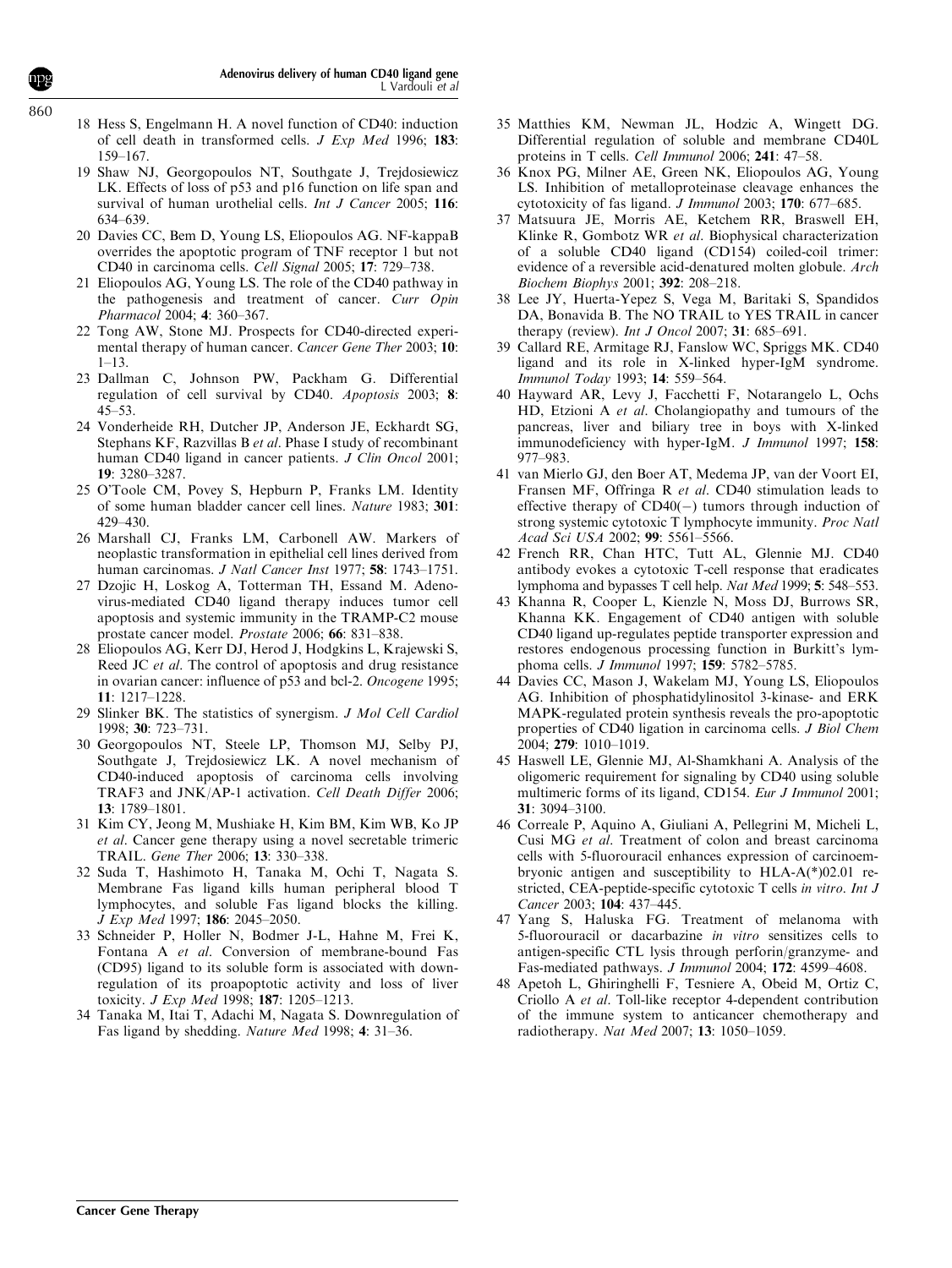18 Hess S, Engelmann H. A novel function of CD40: induction of cell death in transformed cells. *J Exp Med* 1996; **183**: 159–167.

19 Shaw NJ, Georgopoulos NT, Southgate J, Trejdosiewicz LK. Effects of loss of p53 and p16 function on life span and survival of human urothelial cells. *Int J Cancer* 2005; **116**: 634–639.

20 Davies CC, Bem D, Young LS, Eliopoulos AG. NF-kappaB overrides the apoptotic program of TNF receptor 1 but not CD40 in carcinoma cells. *Cell Signal* 2005; **17**: 729–738.

21 Eliopoulos AG, Young LS. The role of the CD40 pathway in the pathogenesis and treatment of cancer. *Curr Opin Pharmacol* 2004; **4**: 360–367.

22 Tong AW, Stone MJ. Prospects for CD40-directed experimental therapy of human cancer. *Cancer Gene Ther* 2003; **10**: 1–13.

23 Dallman C, Johnson PW, Packham G. Differential regulation of cell survival by CD40. *Apoptosis* 2003; **8**: 45–53.

24 Vonderheide RH, Dutcher JP, Anderson JE, Eckhardt SG, Stephans KF, Razvillas B *et al*. Phase I study of recombinant human CD40 ligand in cancer patients. *J Clin Oncol* 2001; **19**: 3280–3287.

25 O'Toole CM, Povey S, Hepburn P, Franks LM. Identity of some human bladder cancer cell lines. *Nature* 1983; **301**: 429–430.

26 Marshall CJ, Franks LM, Carbonell AW. Markers of neoplastic transformation in epithelial cell lines derived from human carcinomas. *J Natl Cancer Inst* 1977; **58**: 1743–1751.

27 Dzojic H, Loskog A, Totterman TH, Essand M. Adenovirus-mediated CD40 ligand therapy induces tumor cell apoptosis and systemic immunity in the TRAMP-C2 mouse prostate cancer model. *Prostate* 2006; **66**: 831–838.

28 Eliopoulos AG, Kerr DJ, Herod J, Hodgkins L, Krajewski S, Reed JC *et al*. The control of apoptosis and drug resistance in ovarian cancer: influence of p53 and bcl-2. *Oncogene* 1995; **11**: 1217–1228.

29 Slinker BK. The statistics of synergism. *J Mol Cell Cardiol* 1998; **30**: 723–731.

30 Georgopoulos NT, Steele LP, Thomson MJ, Selby PJ, Southgate J, Trejdosiewicz LK. A novel mechanism of CD40-induced apoptosis of carcinoma cells involving TRAF3 and JNK/AP-1 activation. *Cell Death Differ* 2006; **13**: 1789–1801.

31 Kim CY, Jeong M, Mushiake H, Kim BM, Kim WB, Ko JP *et al*. Cancer gene therapy using a novel secretable trimeric TRAIL. *Gene Ther* 2006; **13**: 330–338.

32 Suda T, Hashimoto H, Tanaka M, Ochi T, Nagata S. Membrane Fas ligand kills human peripheral blood T lymphocytes, and soluble Fas ligand blocks the killing. *J Exp Med* 1997; **186**: 2045–2050.

33 Schneider P, Holler N, Bodmer J-L, Hahne M, Frei K, Fontana A *et al*. Conversion of membrane-bound Fas (CD95) ligand to its soluble form is associated with down-regulation of its proapoptotic activity and loss of liver toxicity. *J Exp Med* 1998; **187**: 1205–1213.

34 Tanaka M, Itai T, Adachi M, Nagata S. Downregulation of Fas ligand by shedding. *Nature Med* 1998; **4**: 31–36.

35 Matthies KM, Newman JL, Hodzic A, Wingett DG. Differential regulation of soluble and membrane CD40L proteins in T cells. *Cell Immunol* 2006; **241**: 47–58.

36 Knox PG, Milner AE, Green NK, Eliopoulos AG, Young LS. Inhibition of metalloproteinase cleavage enhances the cytotoxicity of fas ligand. *J Immunol* 2003; **170**: 677–685.

37 Matsuura JE, Morris AE, Ketchem RR, Braswell EH, Klinke R, Gombotz WR *et al*. Biophysical characterization of a soluble CD40 ligand (CD154) coiled-coil trimer: evidence of a reversible acid-denatured molten globule. *Arch Biochem Biophys* 2001; **392**: 208–218.

38 Lee JY, Huerta-Yepez S, Vega M, Baritaki S, Spandidos DA, Bonavida B. The NO TRAIL to YES TRAIL in cancer therapy (review). *Int J Oncol* 2007; **31**: 685–691.

39 Callard RE, Armitage RJ, Fanslow WC, Spriggs MK. CD40 ligand and its role in X-linked hyper-IgM syndrome. *Immunol Today* 1993; **14**: 559–564.

40 Hayward AR, Levy J, Facchetti F, Notarangelo L, Ochs HD, Etzioni A *et al*. Cholangiopathy and tumours of the pancreas, liver and biliary tree in boys with X-linked immunodeficiency with hyper-IgM. *J Immunol* 1997; **158**: 977–983.

41 van Mierlo GJ, den Boer AT, Medema JP, van der Voort EI, Fransen MF, Offringa R *et al*. CD40 stimulation leads to effective therapy of CD40(−) tumors through induction of strong systemic cytotoxic T lymphocyte immunity. *Proc Natl Acad Sci USA* 2002; **99**: 5561–5566.

42 French RR, Chan HTC, Tutt AL, Glennie MJ. CD40 antibody evokes a cytotoxic T-cell response that eradicates lymphoma and bypasses T cell help. *Nat Med* 1999; **5**: 548–553.

43 Khanna R, Cooper L, Kienzle N, Moss DJ, Burrows SR, Khanna KK. Engagement of CD40 antigen with soluble CD40 ligand up-regulates peptide transporter expression and restores endogenous processing function in Burkitt's lymphoma cells. *J Immunol* 1997; **159**: 5782–5785.

44 Davies CC, Mason J, Wakelam MJ, Young LS, Eliopoulos AG. Inhibition of phosphatidylinositol 3-kinase- and ERK MAPK-regulated protein synthesis reveals the pro-apoptotic properties of CD40 ligation in carcinoma cells. *J Biol Chem* 2004; **279**: 1010–1019.

45 Haswell LE, Glennie MJ, Al-Shamkhani A. Analysis of the oligomeric requirement for signaling by CD40 using soluble multimeric forms of its ligand, CD154. *Eur J Immunol* 2001; **31**: 3094–3100.

46 Correale P, Aquino A, Giuliani A, Pellegrini M, Micheli L, Cusi MG *et al*. Treatment of colon and breast carcinoma cells with 5-fluorouracil enhances expression of carcinoembryonic antigen and susceptibility to HLA-A(*)02.01 restricted, CEA-peptide-specific cytotoxic T cells *in vitro*. *Int J Cancer* 2003; **104**: 437–445.

47 Yang S, Haluska FG. Treatment of melanoma with 5-fluorouracil or dacarbazine *in vitro* sensitizes cells to antigen-specific CTL lysis through perforin/granzyme- and Fas-mediated pathways. *J Immunol* 2004; **172**: 4599–4608.

48 Apetoh L, Ghiringhelli F, Tesniere A, Obeid M, Ortiz C, Criollo A *et al*. Toll-like receptor 4-dependent contribution of the immune system to anticancer chemotherapy and radiotherapy. *Nat Med* 2007; **13**: 1050–1059.